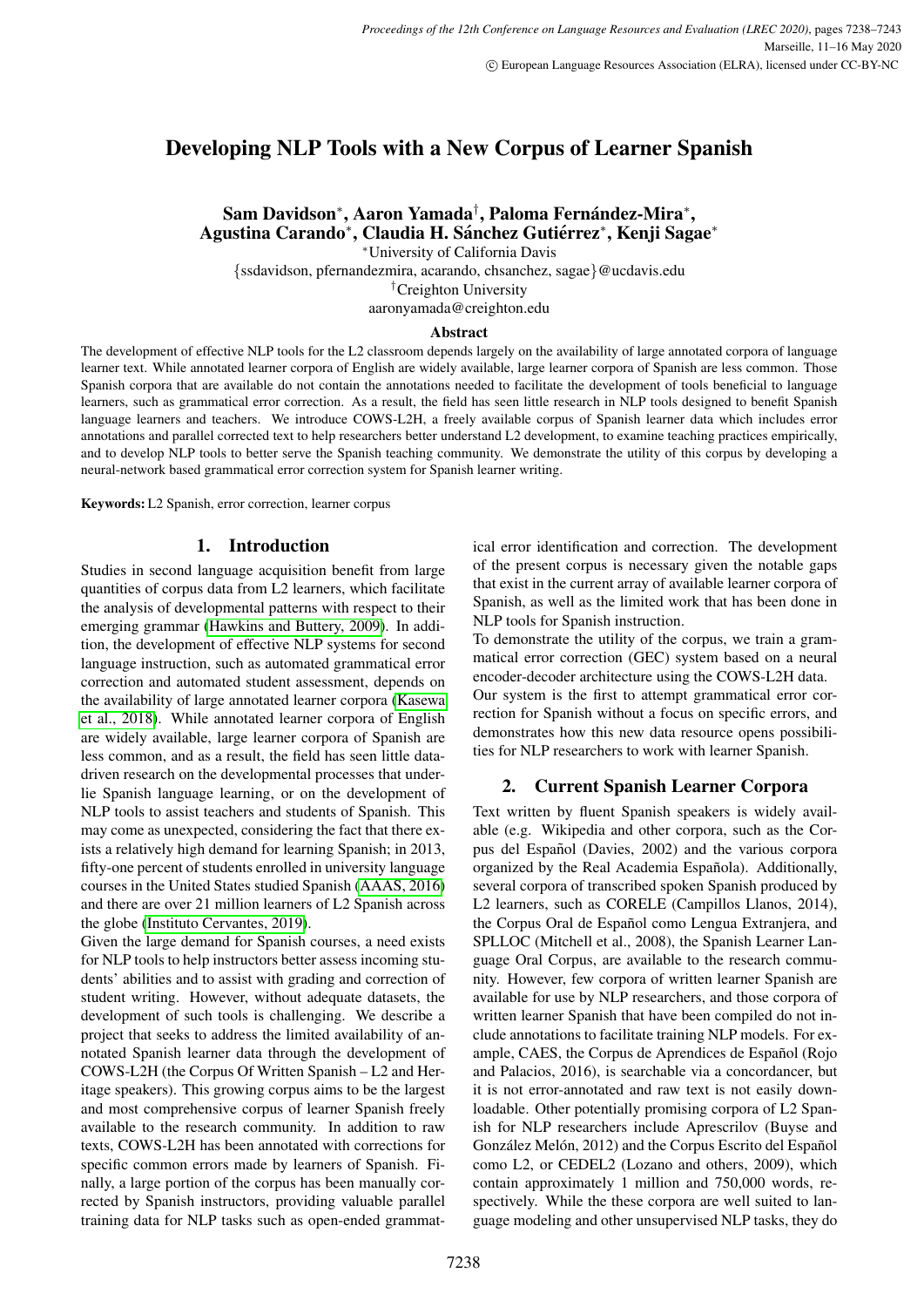# Developing NLP Tools with a New Corpus of Learner Spanish

**Sam Davidson**[*], **Aaron Yamada**[†], **Paloma Fernández-Mira**[*], **Agustina Carando**[*], **Claudia H. Sánchez Gutiérrez**[*], **Kenji Sagae**[*]

[*]University of California Davis
{ssdavidson, pfernandezmira, acarando, chsanchez, sagae}@ucdavis.edu
[†]Creighton University
aaronyamada@creighton.edu

### Abstract

The development of effective NLP tools for the L2 classroom depends largely on the availability of large annotated corpora of language learner text. While annotated learner corpora of English are widely available, large learner corpora of Spanish are less common. Those Spanish corpora that are available do not contain the annotations needed to facilitate the development of tools beneficial to language learners, such as grammatical error correction. As a result, the field has seen little research in NLP tools designed to benefit Spanish language learners and teachers. We introduce COWS-L2H, a freely available corpus of Spanish learner data which includes error annotations and parallel corrected text to help researchers better understand L2 development, to examine teaching practices empirically, and to develop NLP tools to better serve the Spanish teaching community. We demonstrate the utility of this corpus by developing a neural-network based grammatical error correction system for Spanish learner writing.

**Keywords:** L2 Spanish, error correction, learner corpus

## 1. Introduction

Studies in second language acquisition benefit from large quantities of corpus data from L2 learners, which facilitate the analysis of developmental patterns with respect to their emerging grammar (Hawkins and Buttery, 2009). In addition, the development of effective NLP systems for second language instruction, such as automated grammatical error correction and automated student assessment, depends on the availability of large annotated learner corpora (Kasewa et al., 2018). While annotated learner corpora of English are widely available, large learner corpora of Spanish are less common, and as a result, the field has seen little data-driven research on the developmental processes that underlie Spanish language learning, or on the development of NLP tools to assist teachers and students of Spanish. This may come as unexpected, considering the fact that there exists a relatively high demand for learning Spanish; in 2013, fifty-one percent of students enrolled in university language courses in the United States studied Spanish (AAAS, 2016) and there are over 21 million learners of L2 Spanish across the globe (Instituto Cervantes, 2019).

Given the large demand for Spanish courses, a need exists for NLP tools to help instructors better assess incoming students' abilities and to assist with grading and correction of student writing. However, without adequate datasets, the development of such tools is challenging. We describe a project that seeks to address the limited availability of annotated Spanish learner data through the development of COWS-L2H (the Corpus Of Written Spanish – L2 and Heritage speakers). This growing corpus aims to be the largest and most comprehensive corpus of learner Spanish freely available to the research community. In addition to raw texts, COWS-L2H has been annotated with corrections for specific common errors made by learners of Spanish. Finally, a large portion of the corpus has been manually corrected by Spanish instructors, providing valuable parallel training data for NLP tasks such as open-ended grammatical error identification and correction. The development of the present corpus is necessary given the notable gaps that exist in the current array of available learner corpora of Spanish, as well as the limited work that has been done in NLP tools for Spanish instruction.

To demonstrate the utility of the corpus, we train a grammatical error correction (GEC) system based on a neural encoder-decoder architecture using the COWS-L2H data.

Our system is the first to attempt grammatical error correction for Spanish without a focus on specific errors, and demonstrates how this new data resource opens possibilities for NLP researchers to work with learner Spanish.

## 2. Current Spanish Learner Corpora

Text written by fluent Spanish speakers is widely available (e.g. Wikipedia and other corpora, such as the Corpus del Español (Davies, 2002) and the various corpora organized by the Real Academia Española). Additionally, several corpora of transcribed spoken Spanish produced by L2 learners, such as CORELE (Campillos Llanos, 2014), the Corpus Oral de Español como Lengua Extranjera, and SPLLOC (Mitchell et al., 2008), the Spanish Learner Language Oral Corpus, are available to the research community. However, few corpora of written learner Spanish are available for use by NLP researchers, and those corpora of written learner Spanish that have been compiled do not include annotations to facilitate training NLP models. For example, CAES, the Corpus de Aprendices de Español (Rojo and Palacios, 2016), is searchable via a concordancer, but it is not error-annotated and raw text is not easily downloadable. Other potentially promising corpora of L2 Spanish for NLP researchers include Aprescrilov (Buyse and González Melón, 2012) and the Corpus Escrito del Español como L2, or CEDEL2 (Lozano and others, 2009), which contain approximately 1 million and 750,000 words, respectively. While the these corpora are well suited to language modeling and other unsupervised NLP tasks, they do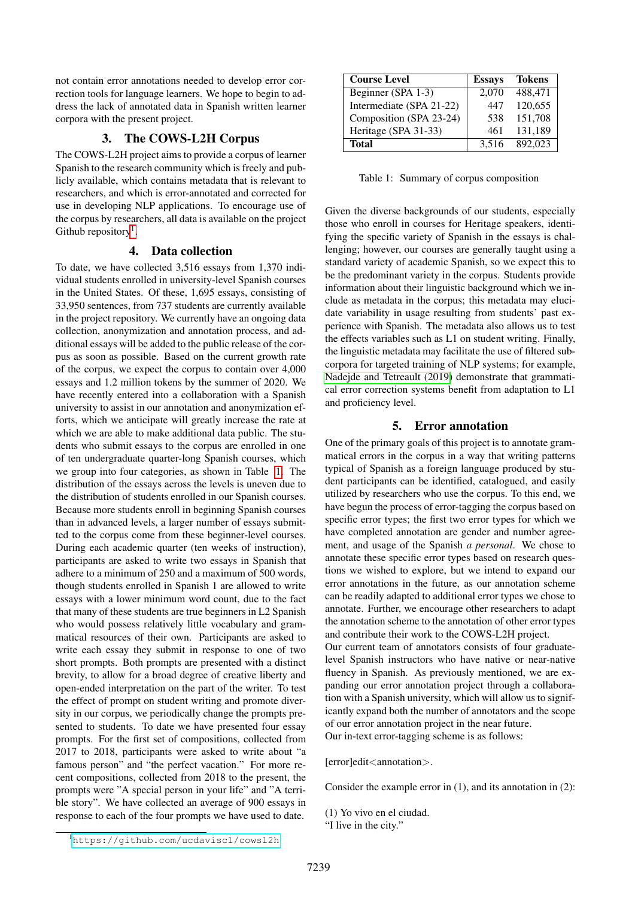not contain error annotations needed to develop error correction tools for language learners. We hope to begin to address the lack of annotated data in Spanish written learner corpora with the present project.

## 3. The COWS-L2H Corpus

The COWS-L2H project aims to provide a corpus of learner Spanish to the research community which is freely and publicly available, which contains metadata that is relevant to researchers, and which is error-annotated and corrected for use in developing NLP applications. To encourage use of the corpus by researchers, all data is available on the project Github repository[1].

## 4. Data collection

To date, we have collected 3,516 essays from 1,370 individual students enrolled in university-level Spanish courses in the United States. Of these, 1,695 essays, consisting of 33,950 sentences, from 737 students are currently available in the project repository. We currently have an ongoing data collection, anonymization and annotation process, and additional essays will be added to the public release of the corpus as soon as possible. Based on the current growth rate of the corpus, we expect the corpus to contain over 4,000 essays and 1.2 million tokens by the summer of 2020. We have recently entered into a collaboration with a Spanish university to assist in our annotation and anonymization efforts, which we anticipate will greatly increase the rate at which we are able to make additional data public. The students who submit essays to the corpus are enrolled in one of ten undergraduate quarter-long Spanish courses, which we group into four categories, as shown in Table 1. The distribution of the essays across the levels is uneven due to the distribution of students enrolled in our Spanish courses. Because more students enroll in beginning Spanish courses than in advanced levels, a larger number of essays submitted to the corpus come from these beginner-level courses. During each academic quarter (ten weeks of instruction), participants are asked to write two essays in Spanish that adhere to a minimum of 250 and a maximum of 500 words, though students enrolled in Spanish 1 are allowed to write essays with a lower minimum word count, due to the fact that many of these students are true beginners in L2 Spanish who would possess relatively little vocabulary and grammatical resources of their own. Participants are asked to write each essay they submit in response to one of two short prompts. Both prompts are presented with a distinct brevity, to allow for a broad degree of creative liberty and open-ended interpretation on the part of the writer. To test the effect of prompt on student writing and promote diversity in our corpus, we periodically change the prompts presented to students. To date we have presented four essay prompts. For the first set of compositions, collected from 2017 to 2018, participants were asked to write about "a famous person" and "the perfect vacation." For more recent compositions, collected from 2018 to the present, the prompts were "A special person in your life" and "A terrible story". We have collected an average of 900 essays in response to each of the four prompts we have used to date.

| Course Level | Essays | Tokens |
|---|---|---|
| Beginner (SPA 1-3) | 2,070 | 488,471 |
| Intermediate (SPA 21-22) | 447 | 120,655 |
| Composition (SPA 23-24) | 538 | 151,708 |
| Heritage (SPA 31-33) | 461 | 131,189 |
| **Total** | 3,516 | 892,023 |

Table 1: Summary of corpus composition

Given the diverse backgrounds of our students, especially those who enroll in courses for Heritage speakers, identifying the specific variety of Spanish in the essays is challenging; however, our courses are generally taught using a standard variety of academic Spanish, so we expect this to be the predominant variety in the corpus. Students provide information about their linguistic background which we include as metadata in the corpus; this metadata may elucidate variability in usage resulting from students' past experience with Spanish. The metadata also allows us to test the effects variables such as L1 on student writing. Finally, the linguistic metadata may facilitate the use of filtered subcorpora for targeted training of NLP systems; for example, Nadejde and Tetreault (2019) demonstrate that grammatical error correction systems benefit from adaptation to L1 and proficiency level.

## 5. Error annotation

One of the primary goals of this project is to annotate grammatical errors in the corpus in a way that writing patterns typical of Spanish as a foreign language produced by student participants can be identified, catalogued, and easily utilized by researchers who use the corpus. To this end, we have begun the process of error-tagging the corpus based on specific error types; the first two error types for which we have completed annotation are gender and number agreement, and usage of the Spanish *a personal*. We chose to annotate these specific error types based on research questions we wished to explore, but we intend to expand our error annotations in the future, as our annotation scheme can be readily adapted to additional error types we chose to annotate. Further, we encourage other researchers to adapt the annotation scheme to the annotation of other error types and contribute their work to the COWS-L2H project.

Our current team of annotators consists of four graduate-level Spanish instructors who have native or near-native fluency in Spanish. As previously mentioned, we are expanding our error annotation project through a collaboration with a Spanish university, which will allow us to significantly expand both the number of annotators and the scope of our error annotation project in the near future.

Our in-text error-tagging scheme is as follows:

[error]edit<annotation>.

Consider the example error in (1), and its annotation in (2):

(1) Yo vivo en el ciudad.
"I live in the city."

[1] https://github.com/ucdaviscl/cowsl2h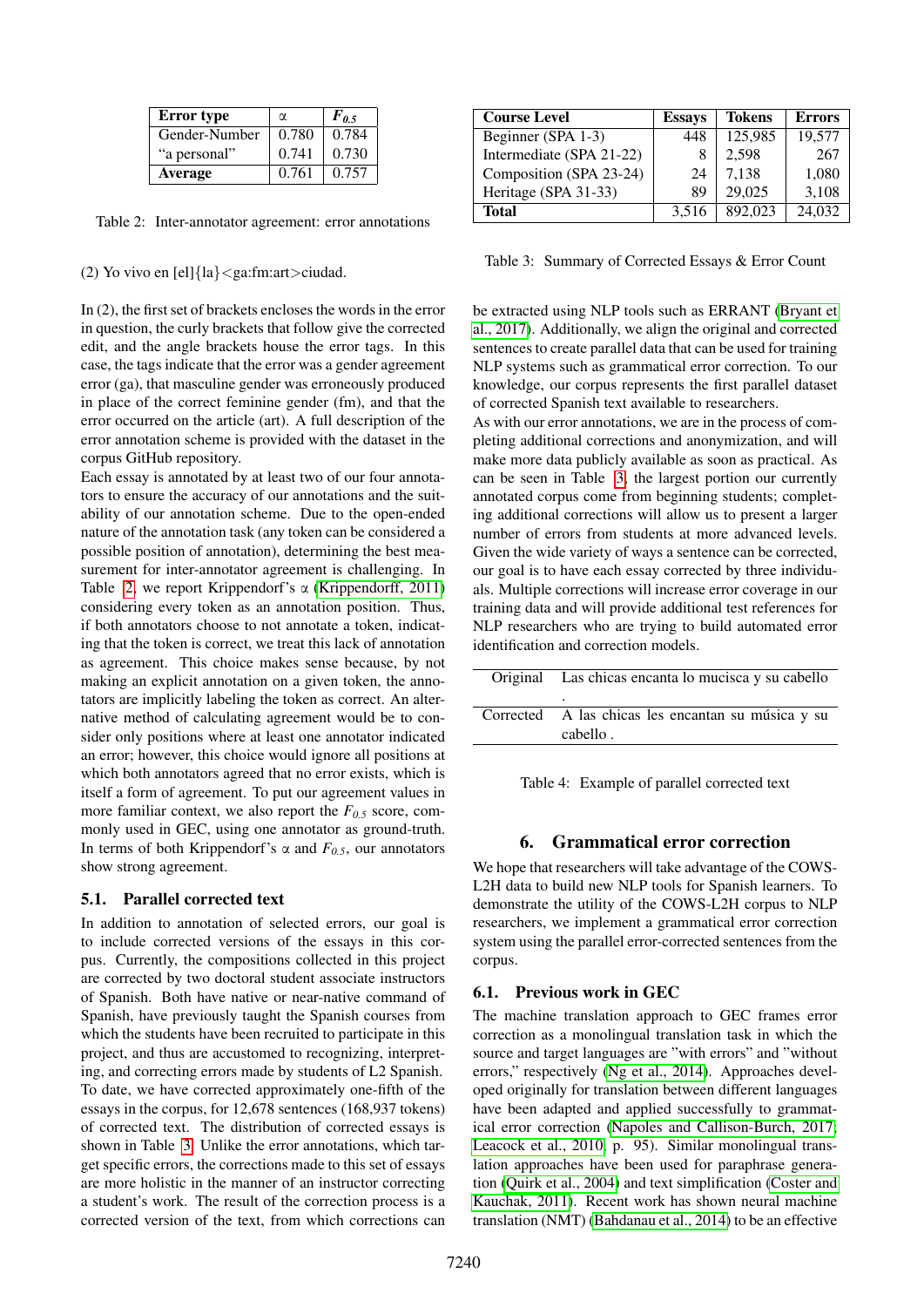| Error type | α | $F_{0.5}$ |
|---|---|---|
| Gender-Number | 0.780 | 0.784 |
| "a personal" | 0.741 | 0.730 |
| **Average** | 0.761 | 0.757 |

Table 2: Inter-annotator agreement: error annotations

(2) Yo vivo en [el]{la}<ga:fm:art>ciudad.

In (2), the first set of brackets encloses the words in the error in question, the curly brackets that follow give the corrected edit, and the angle brackets house the error tags. In this case, the tags indicate that the error was a gender agreement error (ga), that masculine gender was erroneously produced in place of the correct feminine gender (fm), and that the error occurred on the article (art). A full description of the error annotation scheme is provided with the dataset in the corpus GitHub repository.

Each essay is annotated by at least two of our four annotators to ensure the accuracy of our annotations and the suitability of our annotation scheme. Due to the open-ended nature of the annotation task (any token can be considered a possible position of annotation), determining the best measurement for inter-annotator agreement is challenging. In Table 2, we report Krippendorf's α (Krippendorff, 2011) considering every token as an annotation position. Thus, if both annotators choose to not annotate a token, indicating that the token is correct, we treat this lack of annotation as agreement. This choice makes sense because, by not making an explicit annotation on a given token, the annotators are implicitly labeling the token as correct. An alternative method of calculating agreement would be to consider only positions where at least one annotator indicated an error; however, this choice would ignore all positions at which both annotators agreed that no error exists, which is itself a form of agreement. To put our agreement values in more familiar context, we also report the $F_{0.5}$ score, commonly used in GEC, using one annotator as ground-truth. In terms of both Krippendorf's α and $F_{0.5}$, our annotators show strong agreement.

### 5.1. Parallel corrected text

In addition to annotation of selected errors, our goal is to include corrected versions of the essays in this corpus. Currently, the compositions collected in this project are corrected by two doctoral student associate instructors of Spanish. Both have native or near-native command of Spanish, have previously taught the Spanish courses from which the students have been recruited to participate in this project, and thus are accustomed to recognizing, interpreting, and correcting errors made by students of L2 Spanish. To date, we have corrected approximately one-fifth of the essays in the corpus, for 12,678 sentences (168,937 tokens) of corrected text. The distribution of corrected essays is shown in Table 3. Unlike the error annotations, which target specific errors, the corrections made to this set of essays are more holistic in the manner of an instructor correcting a student's work. The result of the correction process is a corrected version of the text, from which corrections can be extracted using NLP tools such as ERRANT (Bryant et al., 2017). Additionally, we align the original and corrected sentences to create parallel data that can be used for training NLP systems such as grammatical error correction. To our knowledge, our corpus represents the first parallel dataset of corrected Spanish text available to researchers.

| Course Level | Essays | Tokens | Errors |
|---|---|---|---|
| Beginner (SPA 1-3) | 448 | 125,985 | 19,577 |
| Intermediate (SPA 21-22) | 8 | 2,598 | 267 |
| Composition (SPA 23-24) | 24 | 7,138 | 1,080 |
| Heritage (SPA 31-33) | 89 | 29,025 | 3,108 |
| **Total** | 3,516 | 892,023 | 24,032 |

Table 3: Summary of Corrected Essays & Error Count

As with our error annotations, we are in the process of completing additional corrections and anonymization, and will make more data publicly available as soon as practical. As can be seen in Table 3, the largest portion our currently annotated corpus come from beginning students; completing additional corrections will allow us to present a larger number of errors from students at more advanced levels. Given the wide variety of ways a sentence can be corrected, our goal is to have each essay corrected by three individuals. Multiple corrections will increase error coverage in our training data and will provide additional test references for NLP researchers who are trying to build automated error identification and correction models.

| | |
|---|---|
| Original | Las chicas encanta lo mucisca y su cabello . |
| Corrected | A las chicas les encantan su música y su cabello . |

Table 4: Example of parallel corrected text

## 6. Grammatical error correction

We hope that researchers will take advantage of the COWS-L2H data to build new NLP tools for Spanish learners. To demonstrate the utility of the COWS-L2H corpus to NLP researchers, we implement a grammatical error correction system using the parallel error-corrected sentences from the corpus.

### 6.1. Previous work in GEC

The machine translation approach to GEC frames error correction as a monolingual translation task in which the source and target languages are "with errors" and "without errors," respectively (Ng et al., 2014). Approaches developed originally for translation between different languages have been adapted and applied successfully to grammatical error correction (Napoles and Callison-Burch, 2017; Leacock et al., 2010, p. 95). Similar monolingual translation approaches have been used for paraphrase generation (Quirk et al., 2004) and text simplification (Coster and Kauchak, 2011). Recent work has shown neural machine translation (NMT) (Bahdanau et al., 2014) to be an effective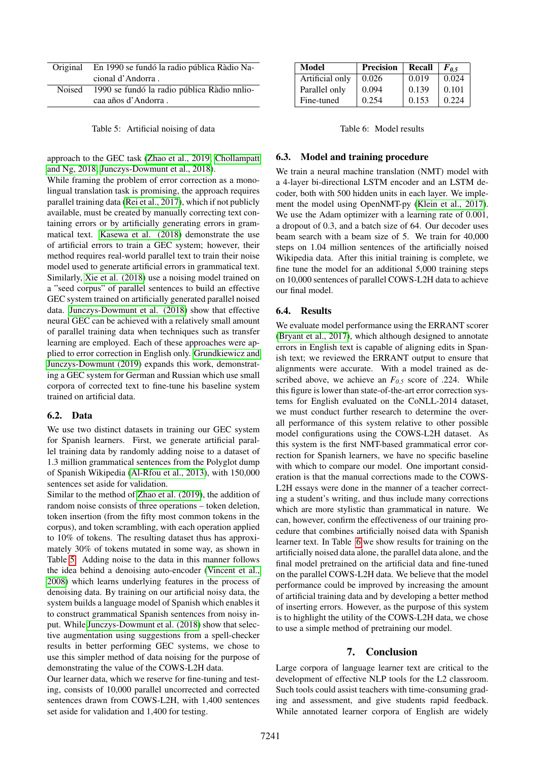| Original | En 1990 se fundó la radio pública Ràdio Nacional d'Andorra . |
|---|---|
| Noised | 1990 se fundó la radio pública Ràdio nnliocaa años d'Andorra . |

Table 5: Artificial noising of data

approach to the GEC task (Zhao et al., 2019; Chollampatt and Ng, 2018; Junczys-Dowmunt et al., 2018).

While framing the problem of error correction as a monolingual translation task is promising, the approach requires parallel training data (Rei et al., 2017), which if not publicly available, must be created by manually correcting text containing errors or by artificially generating errors in grammatical text. Kasewa et al. (2018) demonstrate the use of artificial errors to train a GEC system; however, their method requires real-world parallel text to train their noise model used to generate artificial errors in grammatical text. Similarly, Xie et al. (2018) use a noising model trained on a "seed corpus" of parallel sentences to build an effective GEC system trained on artificially generated parallel noised data. Junczys-Dowmunt et al. (2018) show that effective neural GEC can be achieved with a relatively small amount of parallel training data when techniques such as transfer learning are employed. Each of these approaches were applied to error correction in English only. Grundkiewicz and Junczys-Dowmunt (2019) expands this work, demonstrating a GEC system for German and Russian which use small corpora of corrected text to fine-tune his baseline system trained on artificial data.

### 6.2. Data

We use two distinct datasets in training our GEC system for Spanish learners. First, we generate artificial parallel training data by randomly adding noise to a dataset of 1.3 million grammatical sentences from the Polyglot dump of Spanish Wikipedia (Al-Rfou et al., 2013), with 150,000 sentences set aside for validation.

Similar to the method of Zhao et al. (2019), the addition of random noise consists of three operations – token deletion, token insertion (from the fifty most common tokens in the corpus), and token scrambling, with each operation applied to 10% of tokens. The resulting dataset thus has approximately 30% of tokens mutated in some way, as shown in Table 5. Adding noise to the data in this manner follows the idea behind a denoising auto-encoder (Vincent et al., 2008) which learns underlying features in the process of denoising data. By training on our artificial noisy data, the system builds a language model of Spanish which enables it to construct grammatical Spanish sentences from noisy input. While Junczys-Dowmunt et al. (2018) show that selective augmentation using suggestions from a spell-checker results in better performing GEC systems, we chose to use this simpler method of data noising for the purpose of demonstrating the value of the COWS-L2H data.

Our learner data, which we reserve for fine-tuning and testing, consists of 10,000 parallel uncorrected and corrected sentences drawn from COWS-L2H, with 1,400 sentences set aside for validation and 1,400 for testing.

| Model | Precision | Recall | $F_{0.5}$ |
|---|---|---|---|
| Artificial only | 0.026 | 0.019 | 0.024 |
| Parallel only | 0.094 | 0.139 | 0.101 |
| Fine-tuned | 0.254 | 0.153 | 0.224 |

Table 6: Model results

### 6.3. Model and training procedure

We train a neural machine translation (NMT) model with a 4-layer bi-directional LSTM encoder and an LSTM decoder, both with 500 hidden units in each layer. We implement the model using OpenNMT-py (Klein et al., 2017). We use the Adam optimizer with a learning rate of 0.001, a dropout of 0.3, and a batch size of 64. Our decoder uses beam search with a beam size of 5. We train for 40,000 steps on 1.04 million sentences of the artificially noised Wikipedia data. After this initial training is complete, we fine tune the model for an additional 5,000 training steps on 10,000 sentences of parallel COWS-L2H data to achieve our final model.

### 6.4. Results

We evaluate model performance using the ERRANT scorer (Bryant et al., 2017), which although designed to annotate errors in English text is capable of aligning edits in Spanish text; we reviewed the ERRANT output to ensure that alignments were accurate. With a model trained as described above, we achieve an $F_{0.5}$ score of .224. While this figure is lower than state-of-the-art error correction systems for English evaluated on the CoNLL-2014 dataset, we must conduct further research to determine the overall performance of this system relative to other possible model configurations using the COWS-L2H dataset. As this system is the first NMT-based grammatical error correction for Spanish learners, we have no specific baseline with which to compare our model. One important consideration is that the manual corrections made to the COWS-L2H essays were done in the manner of a teacher correcting a student's writing, and thus include many corrections which are more stylistic than grammatical in nature. We can, however, confirm the effectiveness of our training procedure that combines artificially noised data with Spanish learner text. In Table 6 we show results for training on the artificially noised data alone, the parallel data alone, and the final model pretrained on the artificial data and fine-tuned on the parallel COWS-L2H data. We believe that the model performance could be improved by increasing the amount of artificial training data and by developing a better method of inserting errors. However, as the purpose of this system is to highlight the utility of the COWS-L2H data, we chose to use a simple method of pretraining our model.

## 7. Conclusion

Large corpora of language learner text are critical to the development of effective NLP tools for the L2 classroom. Such tools could assist teachers with time-consuming grading and assessment, and give students rapid feedback. While annotated learner corpora of English are widely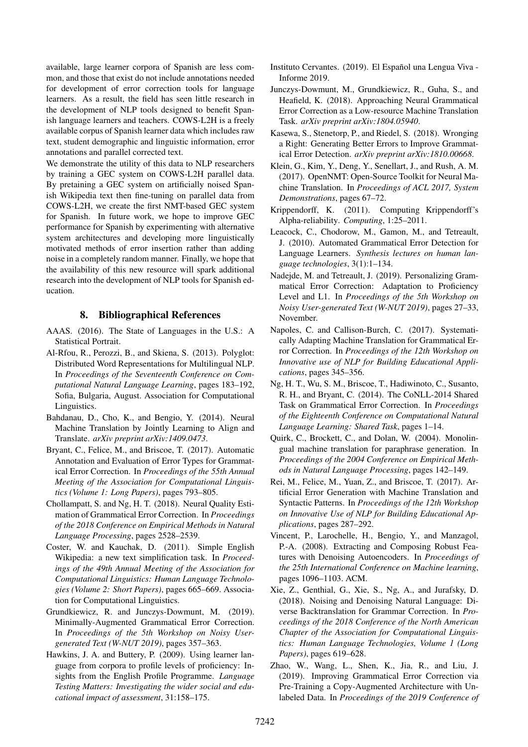available, large learner corpora of Spanish are less common, and those that exist do not include annotations needed for development of error correction tools for language learners. As a result, the field has seen little research in the development of NLP tools designed to benefit Spanish language learners and teachers. COWS-L2H is a freely available corpus of Spanish learner data which includes raw text, student demographic and linguistic information, error annotations and parallel corrected text.

We demonstrate the utility of this data to NLP researchers by training a GEC system on COWS-L2H parallel data. By pretaining a GEC system on artificially noised Spanish Wikipedia text then fine-tuning on parallel data from COWS-L2H, we create the first NMT-based GEC system for Spanish. In future work, we hope to improve GEC performance for Spanish by experimenting with alternative system architectures and developing more linguistically motivated methods of error insertion rather than adding noise in a completely random manner. Finally, we hope that the availability of this new resource will spark additional research into the development of NLP tools for Spanish education.

## 8. Bibliographical References

AAAS. (2016). The State of Languages in the U.S.: A Statistical Portrait.

Al-Rfou, R., Perozzi, B., and Skiena, S. (2013). Polyglot: Distributed Word Representations for Multilingual NLP. In *Proceedings of the Seventeenth Conference on Computational Natural Language Learning*, pages 183–192, Sofia, Bulgaria, August. Association for Computational Linguistics.

Bahdanau, D., Cho, K., and Bengio, Y. (2014). Neural Machine Translation by Jointly Learning to Align and Translate. *arXiv preprint arXiv:1409.0473*.

Bryant, C., Felice, M., and Briscoe, T. (2017). Automatic Annotation and Evaluation of Error Types for Grammatical Error Correction. In *Proceedings of the 55th Annual Meeting of the Association for Computational Linguistics (Volume 1: Long Papers)*, pages 793–805.

Chollampatt, S. and Ng, H. T. (2018). Neural Quality Estimation of Grammatical Error Correction. In *Proceedings of the 2018 Conference on Empirical Methods in Natural Language Processing*, pages 2528–2539.

Coster, W. and Kauchak, D. (2011). Simple English Wikipedia: a new text simplification task. In *Proceedings of the 49th Annual Meeting of the Association for Computational Linguistics: Human Language Technologies (Volume 2: Short Papers)*, pages 665–669. Association for Computational Linguistics.

Grundkiewicz, R. and Junczys-Dowmunt, M. (2019). Minimally-Augmented Grammatical Error Correction. In *Proceedings of the 5th Workshop on Noisy User-generated Text (W-NUT 2019)*, pages 357–363.

Hawkins, J. A. and Buttery, P. (2009). Using learner language from corpora to profile levels of proficiency: Insights from the English Profile Programme. *Language Testing Matters: Investigating the wider social and educational impact of assessment*, 31:158–175.

Instituto Cervantes. (2019). El Español una Lengua Viva - Informe 2019.

Junczys-Dowmunt, M., Grundkiewicz, R., Guha, S., and Heafield, K. (2018). Approaching Neural Grammatical Error Correction as a Low-resource Machine Translation Task. *arXiv preprint arXiv:1804.05940*.

Kasewa, S., Stenetorp, P., and Riedel, S. (2018). Wronging a Right: Generating Better Errors to Improve Grammatical Error Detection. *arXiv preprint arXiv:1810.00668*.

Klein, G., Kim, Y., Deng, Y., Senellart, J., and Rush, A. M. (2017). OpenNMT: Open-Source Toolkit for Neural Machine Translation. In *Proceedings of ACL 2017, System Demonstrations*, pages 67–72.

Krippendorff, K. (2011). Computing Krippendorff's Alpha-reliability. *Computing*, 1:25–2011.

Leacock, C., Chodorow, M., Gamon, M., and Tetreault, J. (2010). Automated Grammatical Error Detection for Language Learners. *Synthesis lectures on human language technologies*, 3(1):1–134.

Nadejde, M. and Tetreault, J. (2019). Personalizing Grammatical Error Correction: Adaptation to Proficiency Level and L1. In *Proceedings of the 5th Workshop on Noisy User-generated Text (W-NUT 2019)*, pages 27–33, November.

Napoles, C. and Callison-Burch, C. (2017). Systematically Adapting Machine Translation for Grammatical Error Correction. In *Proceedings of the 12th Workshop on Innovative use of NLP for Building Educational Applications*, pages 345–356.

Ng, H. T., Wu, S. M., Briscoe, T., Hadiwinoto, C., Susanto, R. H., and Bryant, C. (2014). The CoNLL-2014 Shared Task on Grammatical Error Correction. In *Proceedings of the Eighteenth Conference on Computational Natural Language Learning: Shared Task*, pages 1–14.

Quirk, C., Brockett, C., and Dolan, W. (2004). Monolingual machine translation for paraphrase generation. In *Proceedings of the 2004 Conference on Empirical Methods in Natural Language Processing*, pages 142–149.

Rei, M., Felice, M., Yuan, Z., and Briscoe, T. (2017). Artificial Error Generation with Machine Translation and Syntactic Patterns. In *Proceedings of the 12th Workshop on Innovative Use of NLP for Building Educational Applications*, pages 287–292.

Vincent, P., Larochelle, H., Bengio, Y., and Manzagol, P.-A. (2008). Extracting and Composing Robust Features with Denoising Autoencoders. In *Proceedings of the 25th International Conference on Machine learning*, pages 1096–1103. ACM.

Xie, Z., Genthial, G., Xie, S., Ng, A., and Jurafsky, D. (2018). Noising and Denoising Natural Language: Diverse Backtranslation for Grammar Correction. In *Proceedings of the 2018 Conference of the North American Chapter of the Association for Computational Linguistics: Human Language Technologies, Volume 1 (Long Papers)*, pages 619–628.

Zhao, W., Wang, L., Shen, K., Jia, R., and Liu, J. (2019). Improving Grammatical Error Correction via Pre-Training a Copy-Augmented Architecture with Unlabeled Data. In *Proceedings of the 2019 Conference of*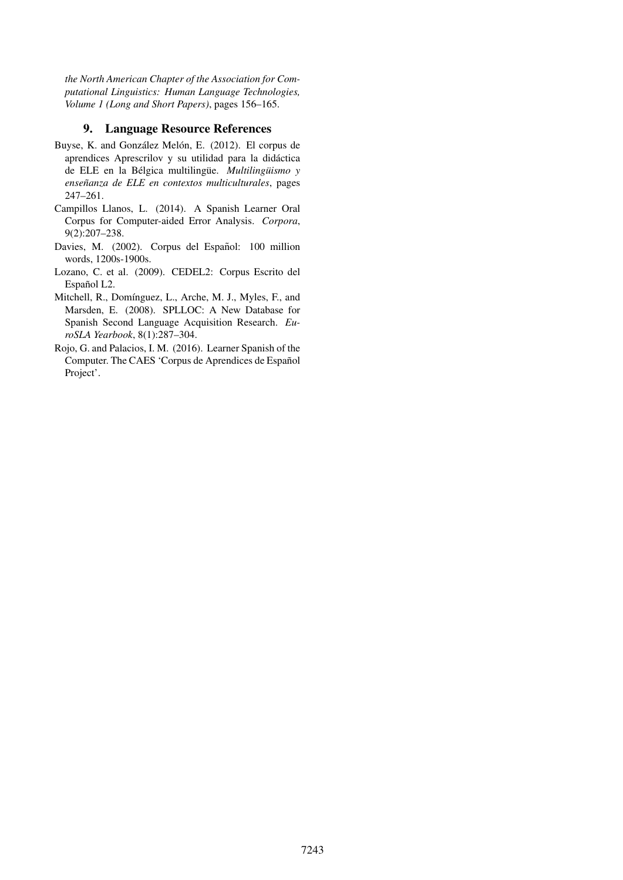*the North American Chapter of the Association for Computational Linguistics: Human Language Technologies, Volume 1 (Long and Short Papers)*, pages 156–165.

## 9. Language Resource References

Buyse, K. and González Melón, E. (2012). El corpus de aprendices Aprescrilov y su utilidad para la didáctica de ELE en la Bélgica multilingüe. *Multilingüismo y enseñanza de ELE en contextos multiculturales*, pages 247–261.

Campillos Llanos, L. (2014). A Spanish Learner Oral Corpus for Computer-aided Error Analysis. *Corpora*, 9(2):207–238.

Davies, M. (2002). Corpus del Español: 100 million words, 1200s-1900s.

Lozano, C. et al. (2009). CEDEL2: Corpus Escrito del Español L2.

Mitchell, R., Domínguez, L., Arche, M. J., Myles, F., and Marsden, E. (2008). SPLLOC: A New Database for Spanish Second Language Acquisition Research. *EuroSLA Yearbook*, 8(1):287–304.

Rojo, G. and Palacios, I. M. (2016). Learner Spanish of the Computer. The CAES 'Corpus de Aprendices de Español Project'.